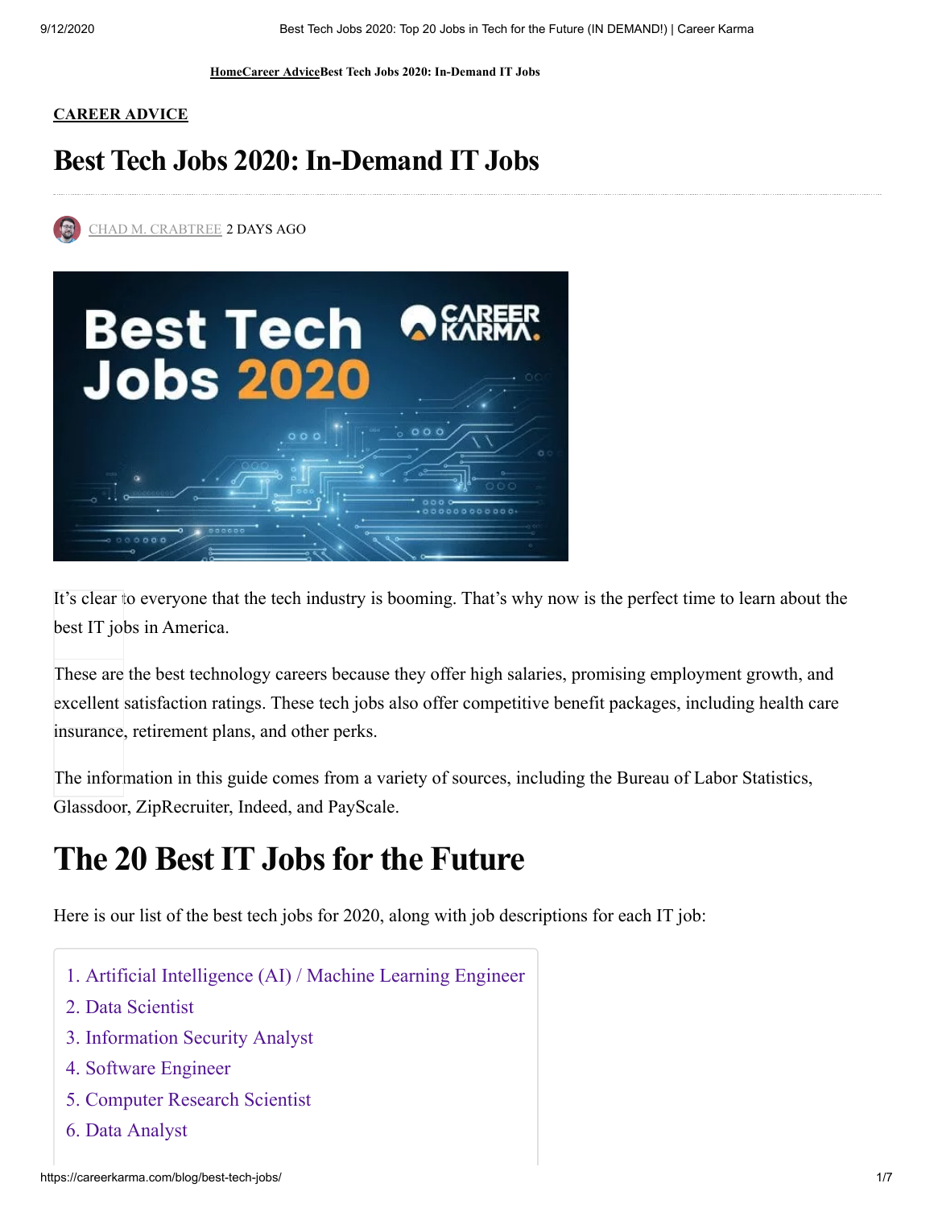HomeCareer AdviceBest Tech Jobs 2020: In-Demand IT Jobs

CAREER ADVICE

# Best Tech Jobs 2020: In-Demand IT Jobs

CHAD M. CRABTREE 2 DAYS AGO

It's clear to everyone that the tech industry is booming. That's why now is the perfect time to learn about the best IT jobs in America.

These are the best technology careers because they offer high salaries, promising employment growth, and excellent satisfaction ratings. These tech jobs also offer competitive benefit packages, including health care insurance, retirement plans, and other perks.

The information in this guide comes from a variety of sources, including the Bureau of Labor Statistics, Glassdoor, ZipRecruiter, Indeed, and PayScale.

## The 20 Best IT Jobs for the Future

Here is our list of the best tech jobs for 2020, along with job descriptions for each IT job:

1. Artificial Intelligence (AI) / Machine Learning Engineer
2. Data Scientist
3. Information Security Analyst
4. Software Engineer
5. Computer Research Scientist
6. Data Analyst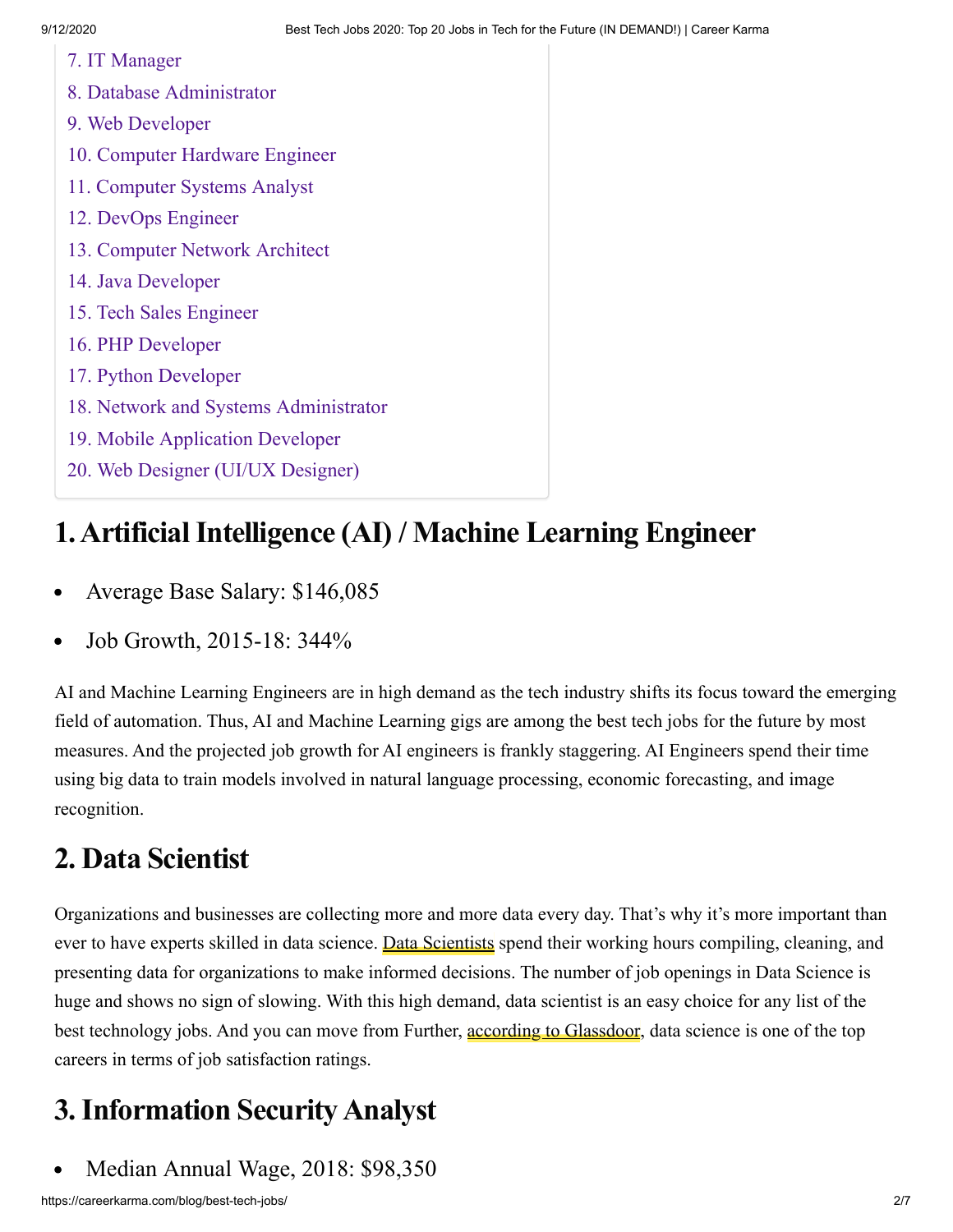7. IT Manager
8. Database Administrator
9. Web Developer
10. Computer Hardware Engineer
11. Computer Systems Analyst
12. DevOps Engineer
13. Computer Network Architect
14. Java Developer
15. Tech Sales Engineer
16. PHP Developer
17. Python Developer
18. Network and Systems Administrator
19. Mobile Application Developer
20. Web Designer (UI/UX Designer)

## 1. Artificial Intelligence (AI) / Machine Learning Engineer

- Average Base Salary: $146,085
- Job Growth, 2015-18: 344%

AI and Machine Learning Engineers are in high demand as the tech industry shifts its focus toward the emerging field of automation. Thus, AI and Machine Learning gigs are among the best tech jobs for the future by most measures. And the projected job growth for AI engineers is frankly staggering. AI Engineers spend their time using big data to train models involved in natural language processing, economic forecasting, and image recognition.

## 2. Data Scientist

Organizations and businesses are collecting more and more data every day. That's why it's more important than ever to have experts skilled in data science. Data Scientists spend their working hours compiling, cleaning, and presenting data for organizations to make informed decisions. The number of job openings in Data Science is huge and shows no sign of slowing. With this high demand, data scientist is an easy choice for any list of the best technology jobs. And you can move from Further, according to Glassdoor, data science is one of the top careers in terms of job satisfaction ratings.

## 3. Information Security Analyst

- Median Annual Wage, 2018: $98,350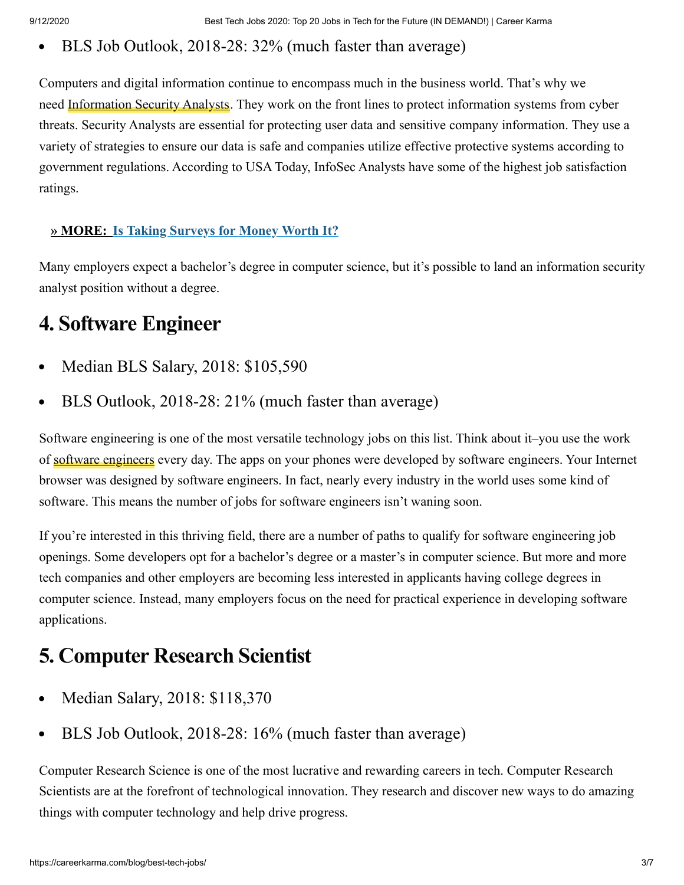- BLS Job Outlook, 2018-28: 32% (much faster than average)

Computers and digital information continue to encompass much in the business world. That's why we need Information Security Analysts. They work on the front lines to protect information systems from cyber threats. Security Analysts are essential for protecting user data and sensitive company information. They use a variety of strategies to ensure our data is safe and companies utilize effective protective systems according to government regulations. According to USA Today, InfoSec Analysts have some of the highest job satisfaction ratings.

**» MORE: Is Taking Surveys for Money Worth It?**

Many employers expect a bachelor's degree in computer science, but it's possible to land an information security analyst position without a degree.

## 4. Software Engineer

- Median BLS Salary, 2018: $105,590
- BLS Outlook, 2018-28: 21% (much faster than average)

Software engineering is one of the most versatile technology jobs on this list. Think about it–you use the work of software engineers every day. The apps on your phones were developed by software engineers. Your Internet browser was designed by software engineers. In fact, nearly every industry in the world uses some kind of software. This means the number of jobs for software engineers isn't waning soon.

If you're interested in this thriving field, there are a number of paths to qualify for software engineering job openings. Some developers opt for a bachelor's degree or a master's in computer science. But more and more tech companies and other employers are becoming less interested in applicants having college degrees in computer science. Instead, many employers focus on the need for practical experience in developing software applications.

## 5. Computer Research Scientist

- Median Salary, 2018: $118,370
- BLS Job Outlook, 2018-28: 16% (much faster than average)

Computer Research Science is one of the most lucrative and rewarding careers in tech. Computer Research Scientists are at the forefront of technological innovation. They research and discover new ways to do amazing things with computer technology and help drive progress.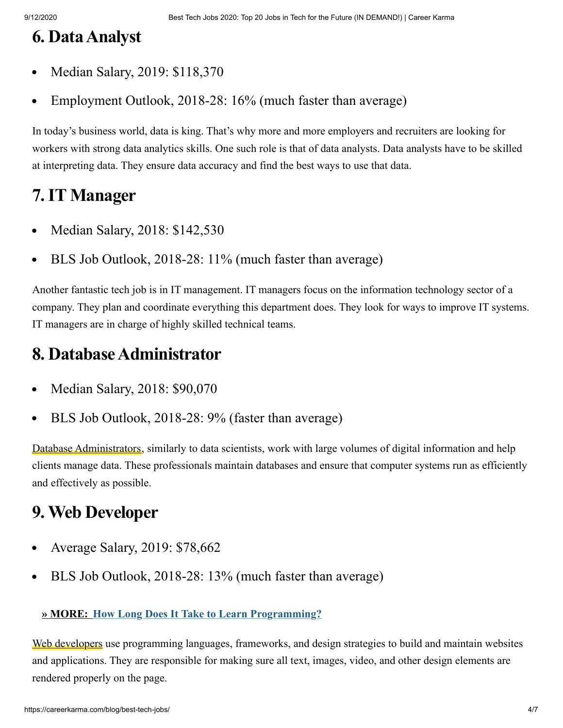## 6. Data Analyst

- Median Salary, 2019: $118,370
- Employment Outlook, 2018-28: 16% (much faster than average)

In today's business world, data is king. That's why more and more employers and recruiters are looking for workers with strong data analytics skills. One such role is that of data analysts. Data analysts have to be skilled at interpreting data. They ensure data accuracy and find the best ways to use that data.

## 7. IT Manager

- Median Salary, 2018: $142,530
- BLS Job Outlook, 2018-28: 11% (much faster than average)

Another fantastic tech job is in IT management. IT managers focus on the information technology sector of a company. They plan and coordinate everything this department does. They look for ways to improve IT systems. IT managers are in charge of highly skilled technical teams.

## 8. Database Administrator

- Median Salary, 2018: $90,070
- BLS Job Outlook, 2018-28: 9% (faster than average)

Database Administrators, similarly to data scientists, work with large volumes of digital information and help clients manage data. These professionals maintain databases and ensure that computer systems run as efficiently and effectively as possible.

## 9. Web Developer

- Average Salary, 2019: $78,662
- BLS Job Outlook, 2018-28: 13% (much faster than average)

**» MORE: How Long Does It Take to Learn Programming?**

Web developers use programming languages, frameworks, and design strategies to build and maintain websites and applications. They are responsible for making sure all text, images, video, and other design elements are rendered properly on the page.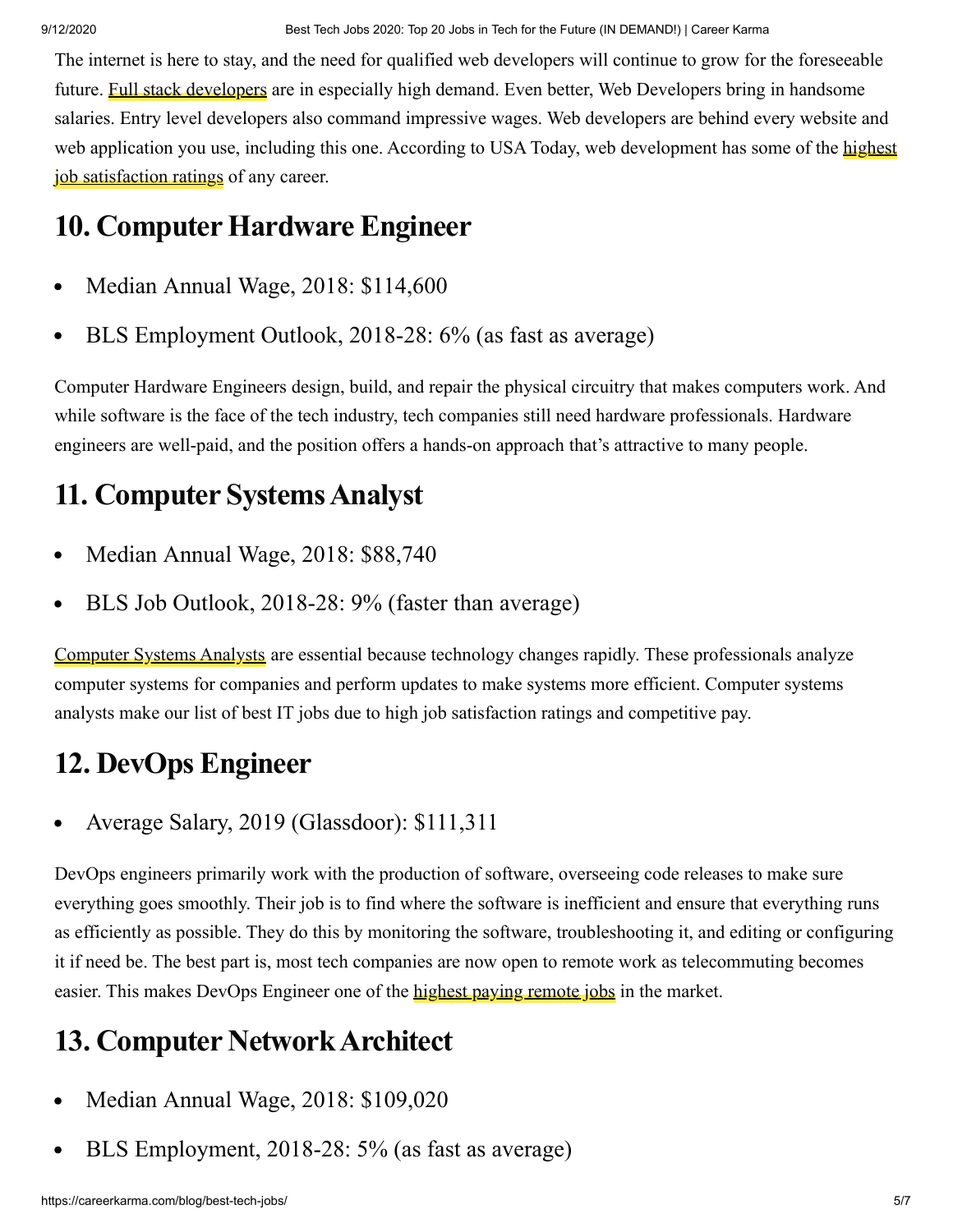The internet is here to stay, and the need for qualified web developers will continue to grow for the foreseeable future. Full stack developers are in especially high demand. Even better, Web Developers bring in handsome salaries. Entry level developers also command impressive wages. Web developers are behind every website and web application you use, including this one. According to USA Today, web development has some of the highest job satisfaction ratings of any career.

## 10. Computer Hardware Engineer

- Median Annual Wage, 2018: $114,600
- BLS Employment Outlook, 2018-28: 6% (as fast as average)

Computer Hardware Engineers design, build, and repair the physical circuitry that makes computers work. And while software is the face of the tech industry, tech companies still need hardware professionals. Hardware engineers are well-paid, and the position offers a hands-on approach that's attractive to many people.

## 11. Computer Systems Analyst

- Median Annual Wage, 2018: $88,740
- BLS Job Outlook, 2018-28: 9% (faster than average)

Computer Systems Analysts are essential because technology changes rapidly. These professionals analyze computer systems for companies and perform updates to make systems more efficient. Computer systems analysts make our list of best IT jobs due to high job satisfaction ratings and competitive pay.

## 12. DevOps Engineer

- Average Salary, 2019 (Glassdoor): $111,311

DevOps engineers primarily work with the production of software, overseeing code releases to make sure everything goes smoothly. Their job is to find where the software is inefficient and ensure that everything runs as efficiently as possible. They do this by monitoring the software, troubleshooting it, and editing or configuring it if need be. The best part is, most tech companies are now open to remote work as telecommuting becomes easier. This makes DevOps Engineer one of the highest paying remote jobs in the market.

## 13. Computer Network Architect

- Median Annual Wage, 2018: $109,020
- BLS Employment, 2018-28: 5% (as fast as average)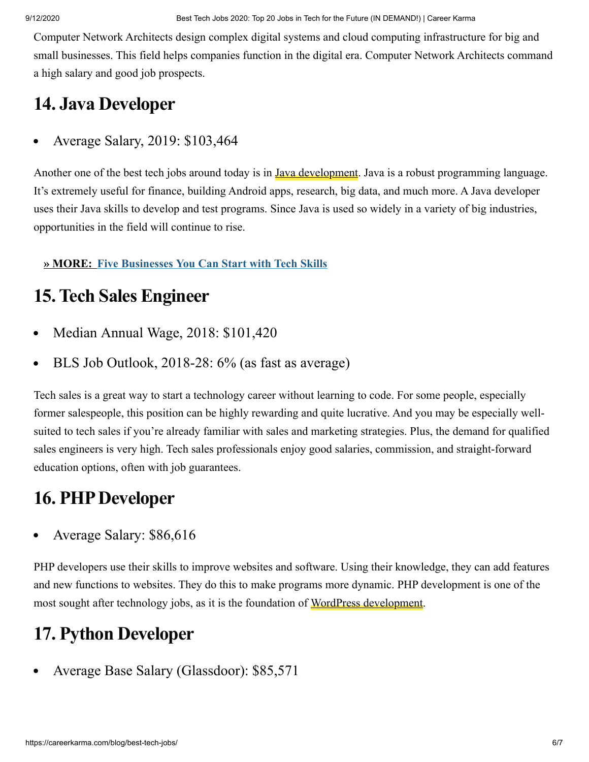Computer Network Architects design complex digital systems and cloud computing infrastructure for big and small businesses. This field helps companies function in the digital era. Computer Network Architects command a high salary and good job prospects.

## 14. Java Developer

- Average Salary, 2019: $103,464

Another one of the best tech jobs around today is in Java development. Java is a robust programming language. It's extremely useful for finance, building Android apps, research, big data, and much more. A Java developer uses their Java skills to develop and test programs. Since Java is used so widely in a variety of big industries, opportunities in the field will continue to rise.

**» MORE: Five Businesses You Can Start with Tech Skills**

## 15. Tech Sales Engineer

- Median Annual Wage, 2018: $101,420
- BLS Job Outlook, 2018-28: 6% (as fast as average)

Tech sales is a great way to start a technology career without learning to code. For some people, especially former salespeople, this position can be highly rewarding and quite lucrative. And you may be especially well-suited to tech sales if you're already familiar with sales and marketing strategies. Plus, the demand for qualified sales engineers is very high. Tech sales professionals enjoy good salaries, commission, and straight-forward education options, often with job guarantees.

## 16. PHP Developer

- Average Salary: $86,616

PHP developers use their skills to improve websites and software. Using their knowledge, they can add features and new functions to websites. They do this to make programs more dynamic. PHP development is one of the most sought after technology jobs, as it is the foundation of WordPress development.

## 17. Python Developer

- Average Base Salary (Glassdoor): $85,571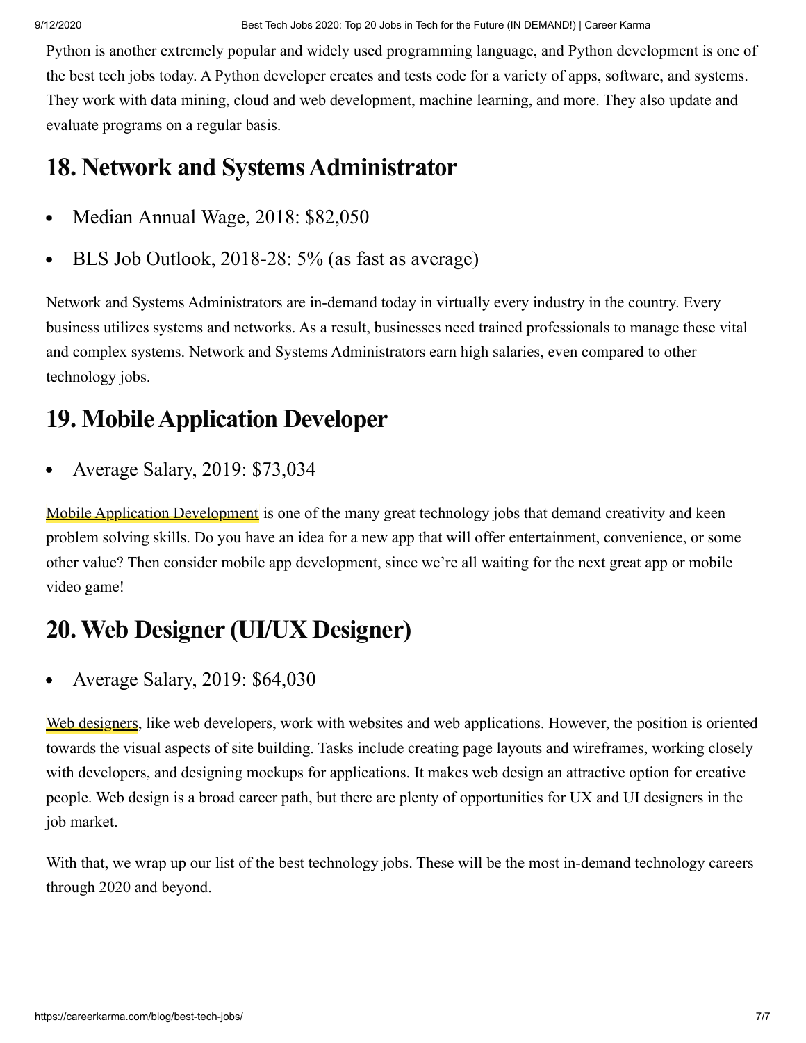Python is another extremely popular and widely used programming language, and Python development is one of the best tech jobs today. A Python developer creates and tests code for a variety of apps, software, and systems. They work with data mining, cloud and web development, machine learning, and more. They also update and evaluate programs on a regular basis.

## 18. Network and Systems Administrator

- Median Annual Wage, 2018: $82,050
- BLS Job Outlook, 2018-28: 5% (as fast as average)

Network and Systems Administrators are in-demand today in virtually every industry in the country. Every business utilizes systems and networks. As a result, businesses need trained professionals to manage these vital and complex systems. Network and Systems Administrators earn high salaries, even compared to other technology jobs.

## 19. Mobile Application Developer

- Average Salary, 2019: $73,034

Mobile Application Development is one of the many great technology jobs that demand creativity and keen problem solving skills. Do you have an idea for a new app that will offer entertainment, convenience, or some other value? Then consider mobile app development, since we're all waiting for the next great app or mobile video game!

## 20. Web Designer (UI/UX Designer)

- Average Salary, 2019: $64,030

Web designers, like web developers, work with websites and web applications. However, the position is oriented towards the visual aspects of site building. Tasks include creating page layouts and wireframes, working closely with developers, and designing mockups for applications. It makes web design an attractive option for creative people. Web design is a broad career path, but there are plenty of opportunities for UX and UI designers in the job market.

With that, we wrap up our list of the best technology jobs. These will be the most in-demand technology careers through 2020 and beyond.